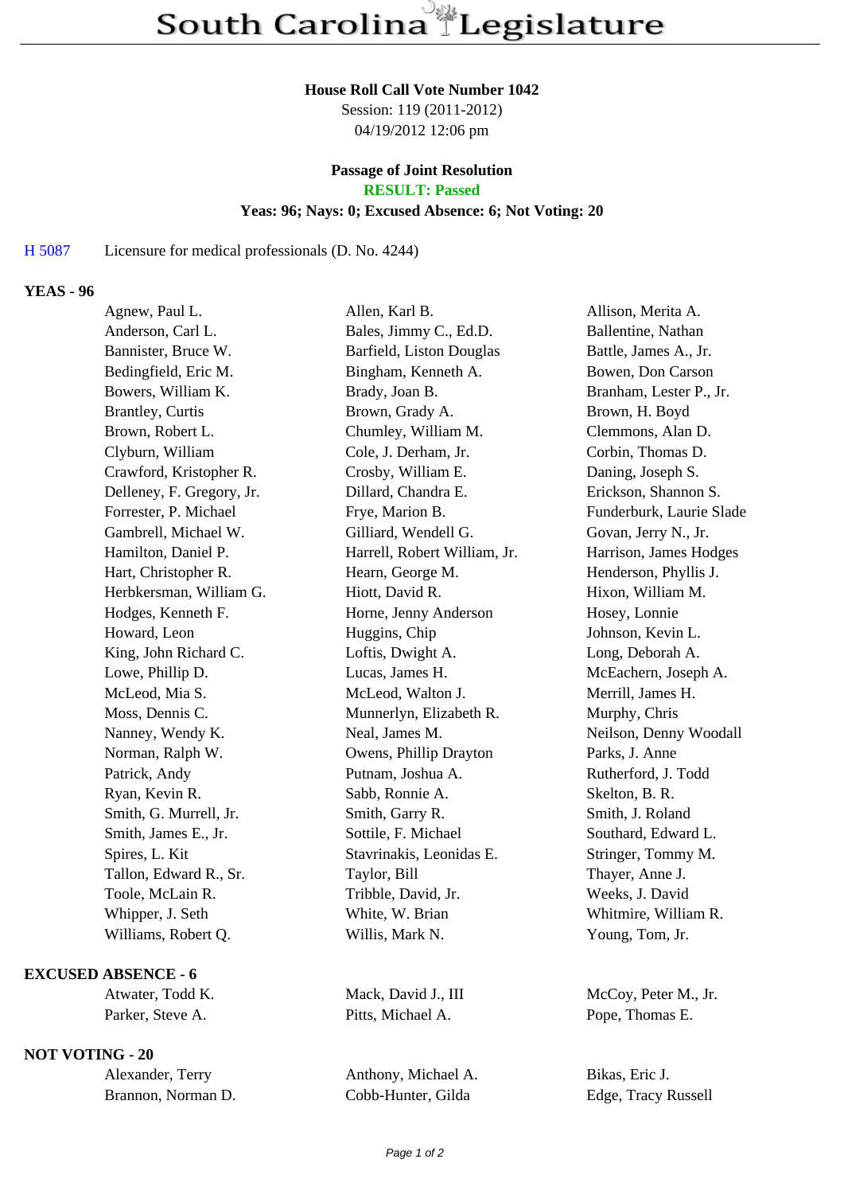# South Carolina Legislature

**House Roll Call Vote Number 1042**
Session: 119 (2011-2012)
04/19/2012 12:06 pm

**Passage of Joint Resolution**
**RESULT: Passed**
**Yeas: 96; Nays: 0; Excused Absence: 6; Not Voting: 20**

H 5087 Licensure for medical professionals (D. No. 4244)

## YEAS - 96

| | | |
|---|---|---|
| Agnew, Paul L. | Allen, Karl B. | Allison, Merita A. |
| Anderson, Carl L. | Bales, Jimmy C., Ed.D. | Ballentine, Nathan |
| Bannister, Bruce W. | Barfield, Liston Douglas | Battle, James A., Jr. |
| Bedingfield, Eric M. | Bingham, Kenneth A. | Bowen, Don Carson |
| Bowers, William K. | Brady, Joan B. | Branham, Lester P., Jr. |
| Brantley, Curtis | Brown, Grady A. | Brown, H. Boyd |
| Brown, Robert L. | Chumley, William M. | Clemmons, Alan D. |
| Clyburn, William | Cole, J. Derham, Jr. | Corbin, Thomas D. |
| Crawford, Kristopher R. | Crosby, William E. | Daning, Joseph S. |
| Delleney, F. Gregory, Jr. | Dillard, Chandra E. | Erickson, Shannon S. |
| Forrester, P. Michael | Frye, Marion B. | Funderburk, Laurie Slade |
| Gambrell, Michael W. | Gilliard, Wendell G. | Govan, Jerry N., Jr. |
| Hamilton, Daniel P. | Harrell, Robert William, Jr. | Harrison, James Hodges |
| Hart, Christopher R. | Hearn, George M. | Henderson, Phyllis J. |
| Herbkersman, William G. | Hiott, David R. | Hixon, William M. |
| Hodges, Kenneth F. | Horne, Jenny Anderson | Hosey, Lonnie |
| Howard, Leon | Huggins, Chip | Johnson, Kevin L. |
| King, John Richard C. | Loftis, Dwight A. | Long, Deborah A. |
| Lowe, Phillip D. | Lucas, James H. | McEachern, Joseph A. |
| McLeod, Mia S. | McLeod, Walton J. | Merrill, James H. |
| Moss, Dennis C. | Munnerlyn, Elizabeth R. | Murphy, Chris |
| Nanney, Wendy K. | Neal, James M. | Neilson, Denny Woodall |
| Norman, Ralph W. | Owens, Phillip Drayton | Parks, J. Anne |
| Patrick, Andy | Putnam, Joshua A. | Rutherford, J. Todd |
| Ryan, Kevin R. | Sabb, Ronnie A. | Skelton, B. R. |
| Smith, G. Murrell, Jr. | Smith, Garry R. | Smith, J. Roland |
| Smith, James E., Jr. | Sottile, F. Michael | Southard, Edward L. |
| Spires, L. Kit | Stavrinakis, Leonidas E. | Stringer, Tommy M. |
| Tallon, Edward R., Sr. | Taylor, Bill | Thayer, Anne J. |
| Toole, McLain R. | Tribble, David, Jr. | Weeks, J. David |
| Whipper, J. Seth | White, W. Brian | Whitmire, William R. |
| Williams, Robert Q. | Willis, Mark N. | Young, Tom, Jr. |

## EXCUSED ABSENCE - 6

| | | |
|---|---|---|
| Atwater, Todd K. | Mack, David J., III | McCoy, Peter M., Jr. |
| Parker, Steve A. | Pitts, Michael A. | Pope, Thomas E. |

## NOT VOTING - 20

| | | |
|---|---|---|
| Alexander, Terry | Anthony, Michael A. | Bikas, Eric J. |
| Brannon, Norman D. | Cobb-Hunter, Gilda | Edge, Tracy Russell |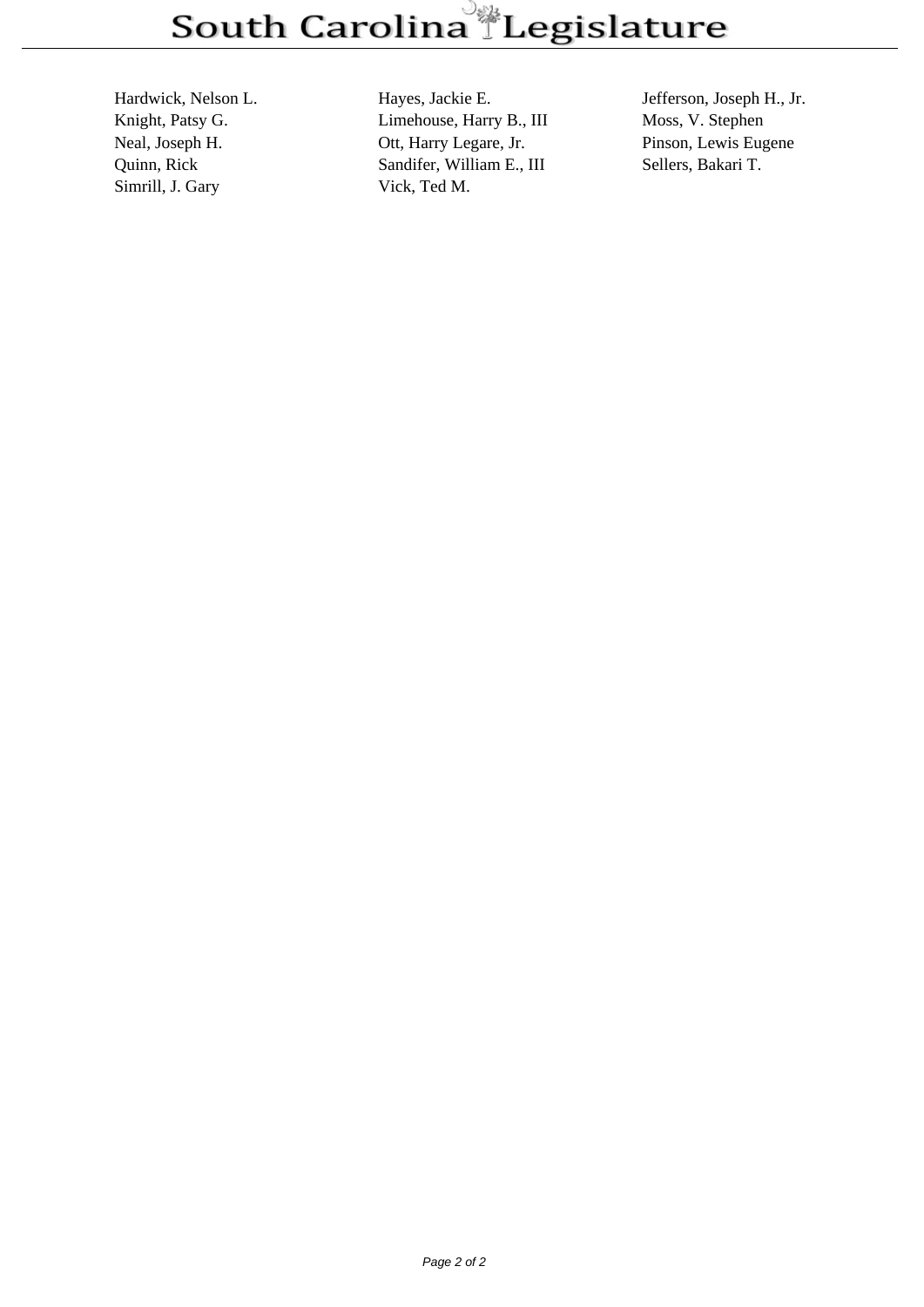| | | |
|---|---|---|
| Hardwick, Nelson L. | Hayes, Jackie E. | Jefferson, Joseph H., Jr. |
| Knight, Patsy G. | Limehouse, Harry B., III | Moss, V. Stephen |
| Neal, Joseph H. | Ott, Harry Legare, Jr. | Pinson, Lewis Eugene |
| Quinn, Rick | Sandifer, William E., III | Sellers, Bakari T. |
| Simrill, J. Gary | Vick, Ted M. | |